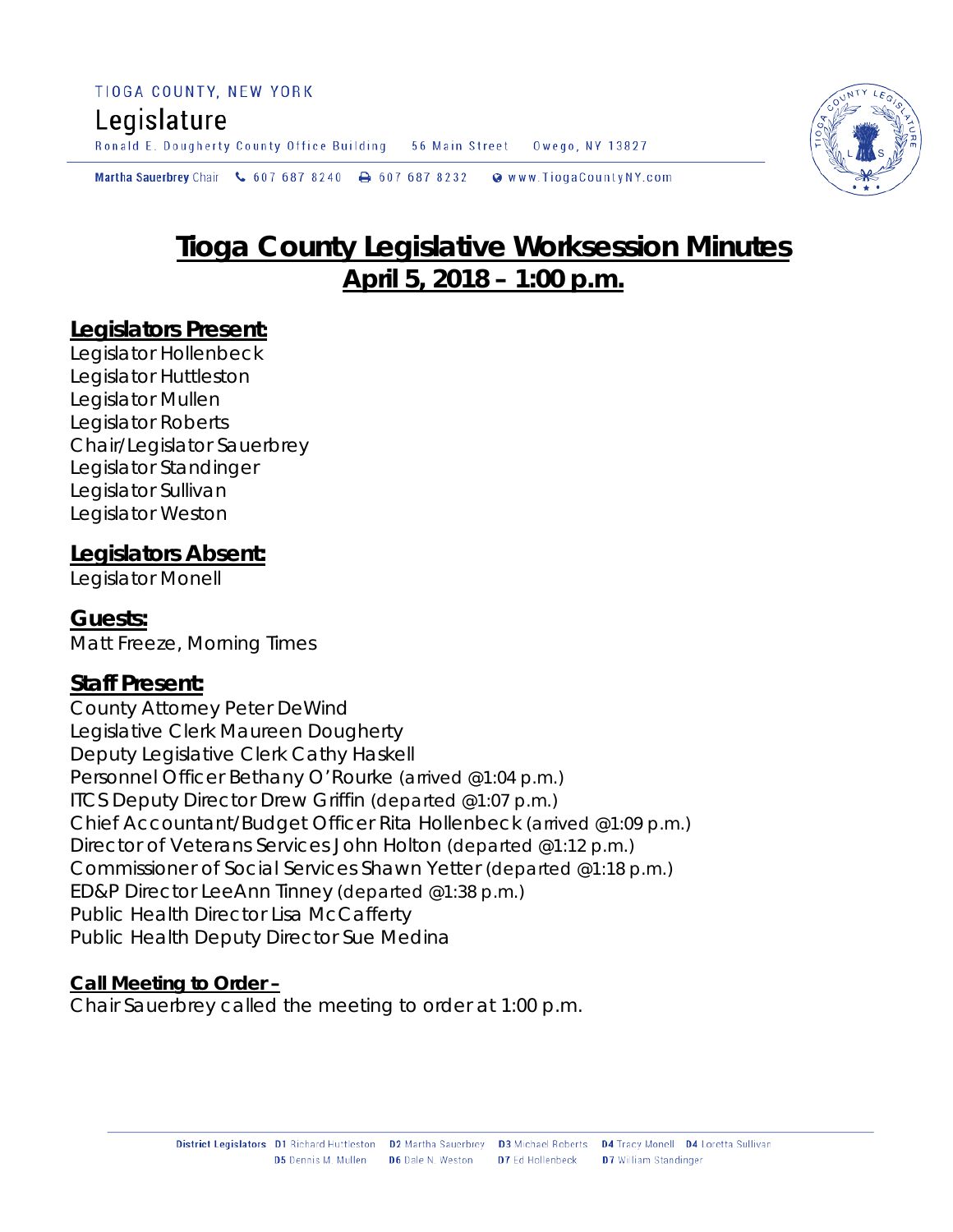TIOGA COUNTY, NEW YORK

Legislature

Ronald E. Dougherty County Office Building 56 Main Street Owego, NY 13827

Martha Sauerbrey Chair 607 687 8240 607 687 8232 www.TiogaCountyNY.com

# Tioga County Legislative Worksession Minutes
## April 5, 2018 – 1:00 p.m.

### Legislators Present:

Legislator Hollenbeck
Legislator Huttleston
Legislator Mullen
Legislator Roberts
Chair/Legislator Sauerbrey
Legislator Standinger
Legislator Sullivan
Legislator Weston

### Legislators Absent:

Legislator Monell

### Guests:

Matt Freeze, Morning Times

### Staff Present:

County Attorney Peter DeWind
Legislative Clerk Maureen Dougherty
Deputy Legislative Clerk Cathy Haskell
Personnel Officer Bethany O'Rourke (arrived @1:04 p.m.)
ITCS Deputy Director Drew Griffin (departed @1:07 p.m.)
Chief Accountant/Budget Officer Rita Hollenbeck (arrived @1:09 p.m.)
Director of Veterans Services John Holton (departed @1:12 p.m.)
Commissioner of Social Services Shawn Yetter (departed @1:18 p.m.)
ED&P Director LeeAnn Tinney (departed @1:38 p.m.)
Public Health Director Lisa McCafferty
Public Health Deputy Director Sue Medina

**Call Meeting to Order –**

Chair Sauerbrey called the meeting to order at 1:00 p.m.

District Legislators D1 Richard Huttleston D2 Martha Sauerbrey D3 Michael Roberts D4 Tracy Monell D4 Loretta Sullivan D5 Dennis M. Mullen D6 Dale N. Weston D7 Ed Hollenbeck D7 William Standinger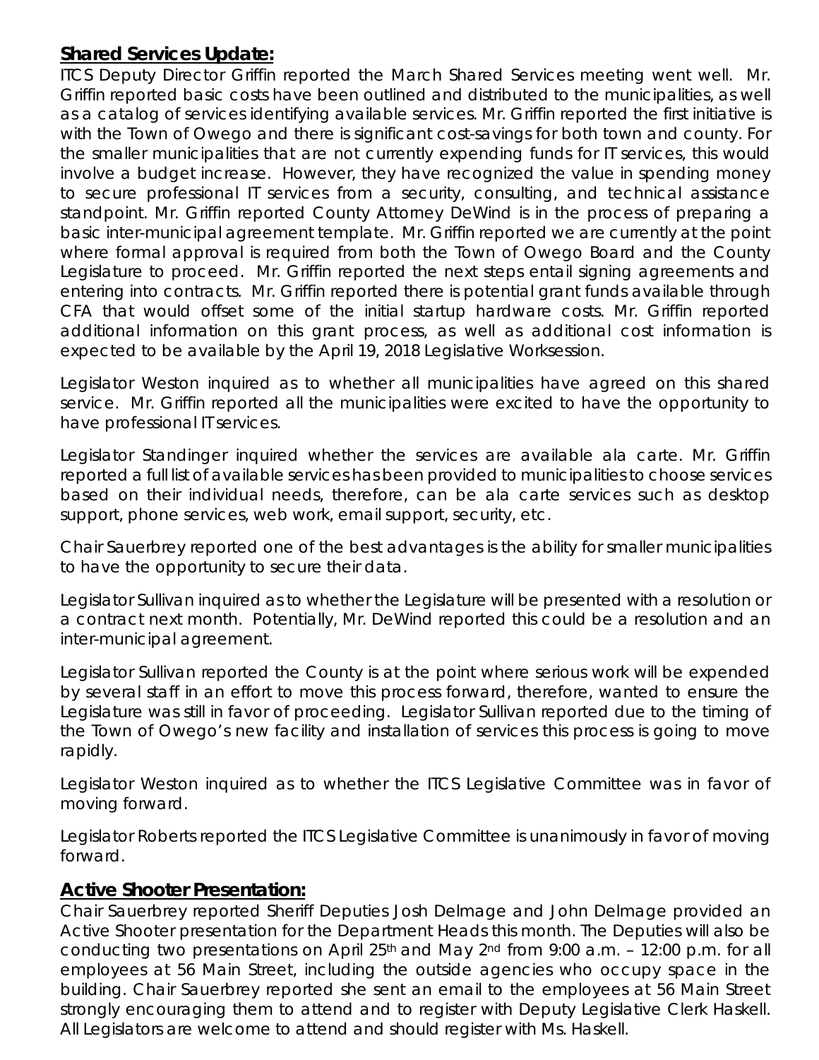## **Shared Services Update:**

ITCS Deputy Director Griffin reported the March Shared Services meeting went well. Mr. Griffin reported basic costs have been outlined and distributed to the municipalities, as well as a catalog of services identifying available services. Mr. Griffin reported the first initiative is with the Town of Owego and there is significant cost-savings for both town and county. For the smaller municipalities that are not currently expending funds for IT services, this would involve a budget increase. However, they have recognized the value in spending money to secure professional IT services from a security, consulting, and technical assistance standpoint. Mr. Griffin reported County Attorney DeWind is in the process of preparing a basic inter-municipal agreement template. Mr. Griffin reported we are currently at the point where formal approval is required from both the Town of Owego Board and the County Legislature to proceed. Mr. Griffin reported the next steps entail signing agreements and entering into contracts. Mr. Griffin reported there is potential grant funds available through CFA that would offset some of the initial startup hardware costs. Mr. Griffin reported additional information on this grant process, as well as additional cost information is expected to be available by the April 19, 2018 Legislative Worksession.

Legislator Weston inquired as to whether all municipalities have agreed on this shared service. Mr. Griffin reported all the municipalities were excited to have the opportunity to have professional IT services.

Legislator Standinger inquired whether the services are available ala carte. Mr. Griffin reported a full list of available services has been provided to municipalities to choose services based on their individual needs, therefore, can be ala carte services such as desktop support, phone services, web work, email support, security, etc.

Chair Sauerbrey reported one of the best advantages is the ability for smaller municipalities to have the opportunity to secure their data.

Legislator Sullivan inquired as to whether the Legislature will be presented with a resolution or a contract next month. Potentially, Mr. DeWind reported this could be a resolution and an inter-municipal agreement.

Legislator Sullivan reported the County is at the point where serious work will be expended by several staff in an effort to move this process forward, therefore, wanted to ensure the Legislature was still in favor of proceeding. Legislator Sullivan reported due to the timing of the Town of Owego's new facility and installation of services this process is going to move rapidly.

Legislator Weston inquired as to whether the ITCS Legislative Committee was in favor of moving forward.

Legislator Roberts reported the ITCS Legislative Committee is unanimously in favor of moving forward.

## **Active Shooter Presentation:**

Chair Sauerbrey reported Sheriff Deputies Josh Delmage and John Delmage provided an Active Shooter presentation for the Department Heads this month. The Deputies will also be conducting two presentations on April 25th and May 2nd from 9:00 a.m. – 12:00 p.m. for all employees at 56 Main Street, including the outside agencies who occupy space in the building. Chair Sauerbrey reported she sent an email to the employees at 56 Main Street strongly encouraging them to attend and to register with Deputy Legislative Clerk Haskell. All Legislators are welcome to attend and should register with Ms. Haskell.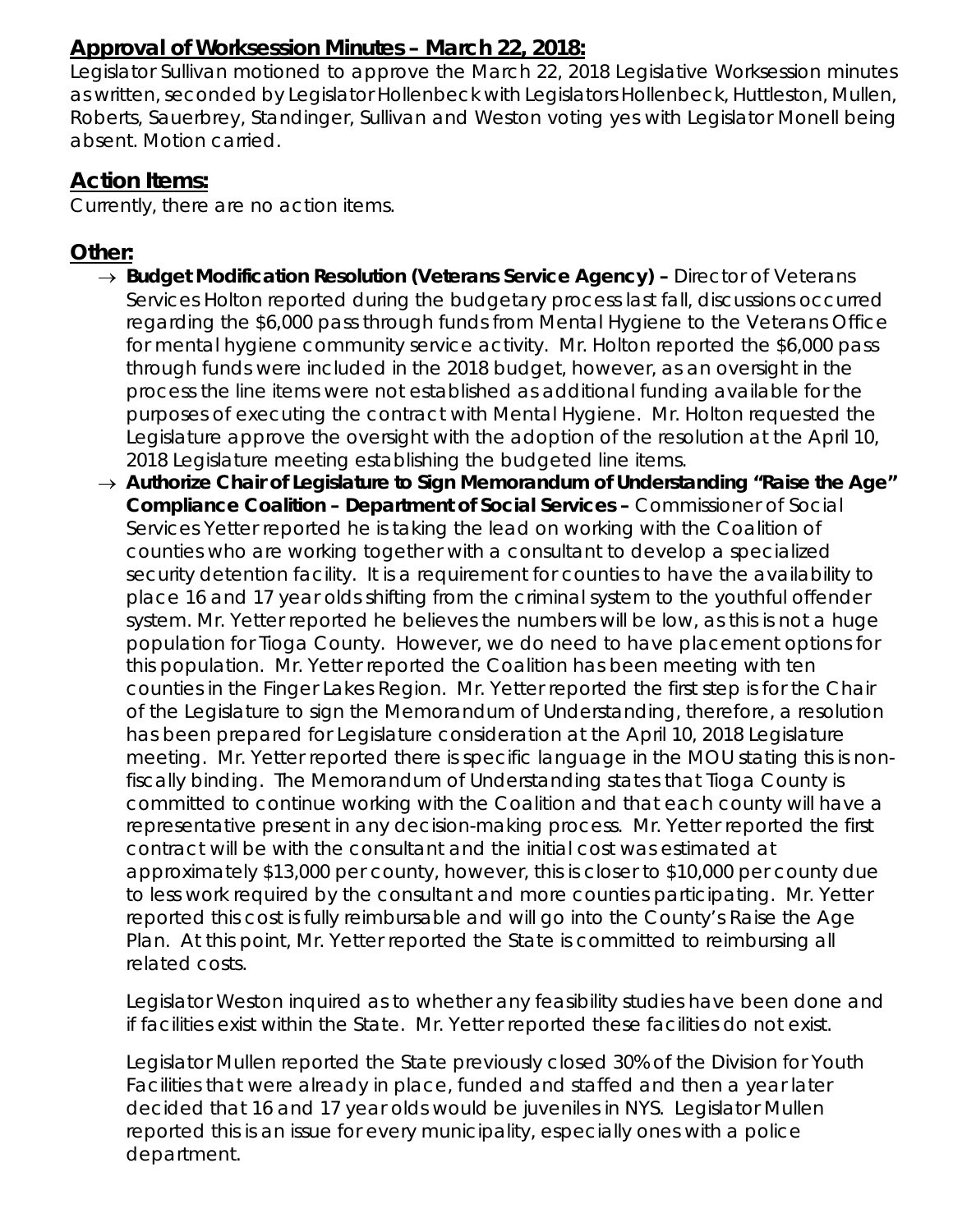## Approval of Worksession Minutes – March 22, 2018:

Legislator Sullivan motioned to approve the March 22, 2018 Legislative Worksession minutes as written, seconded by Legislator Hollenbeck with Legislators Hollenbeck, Huttleston, Mullen, Roberts, Sauerbrey, Standinger, Sullivan and Weston voting yes with Legislator Monell being absent. Motion carried.

## Action Items:

Currently, there are no action items.

## Other:

- **Budget Modification Resolution (Veterans Service Agency) –** Director of Veterans Services Holton reported during the budgetary process last fall, discussions occurred regarding the $6,000 pass through funds from Mental Hygiene to the Veterans Office for mental hygiene community service activity. Mr. Holton reported the $6,000 pass through funds were included in the 2018 budget, however, as an oversight in the process the line items were not established as additional funding available for the purposes of executing the contract with Mental Hygiene. Mr. Holton requested the Legislature approve the oversight with the adoption of the resolution at the April 10, 2018 Legislature meeting establishing the budgeted line items.
- **Authorize Chair of Legislature to Sign Memorandum of Understanding "Raise the Age" Compliance Coalition – Department of Social Services –** Commissioner of Social Services Yetter reported he is taking the lead on working with the Coalition of counties who are working together with a consultant to develop a specialized security detention facility. It is a requirement for counties to have the availability to place 16 and 17 year olds shifting from the criminal system to the youthful offender system. Mr. Yetter reported he believes the numbers will be low, as this is not a huge population for Tioga County. However, we do need to have placement options for this population. Mr. Yetter reported the Coalition has been meeting with ten counties in the Finger Lakes Region. Mr. Yetter reported the first step is for the Chair of the Legislature to sign the Memorandum of Understanding, therefore, a resolution has been prepared for Legislature consideration at the April 10, 2018 Legislature meeting. Mr. Yetter reported there is specific language in the MOU stating this is non-fiscally binding. The Memorandum of Understanding states that Tioga County is committed to continue working with the Coalition and that each county will have a representative present in any decision-making process. Mr. Yetter reported the first contract will be with the consultant and the initial cost was estimated at approximately $13,000 per county, however, this is closer to $10,000 per county due to less work required by the consultant and more counties participating. Mr. Yetter reported this cost is fully reimbursable and will go into the County's Raise the Age Plan. At this point, Mr. Yetter reported the State is committed to reimbursing all related costs.

  Legislator Weston inquired as to whether any feasibility studies have been done and if facilities exist within the State. Mr. Yetter reported these facilities do not exist.

  Legislator Mullen reported the State previously closed 30% of the Division for Youth Facilities that were already in place, funded and staffed and then a year later decided that 16 and 17 year olds would be juveniles in NYS. Legislator Mullen reported this is an issue for every municipality, especially ones with a police department.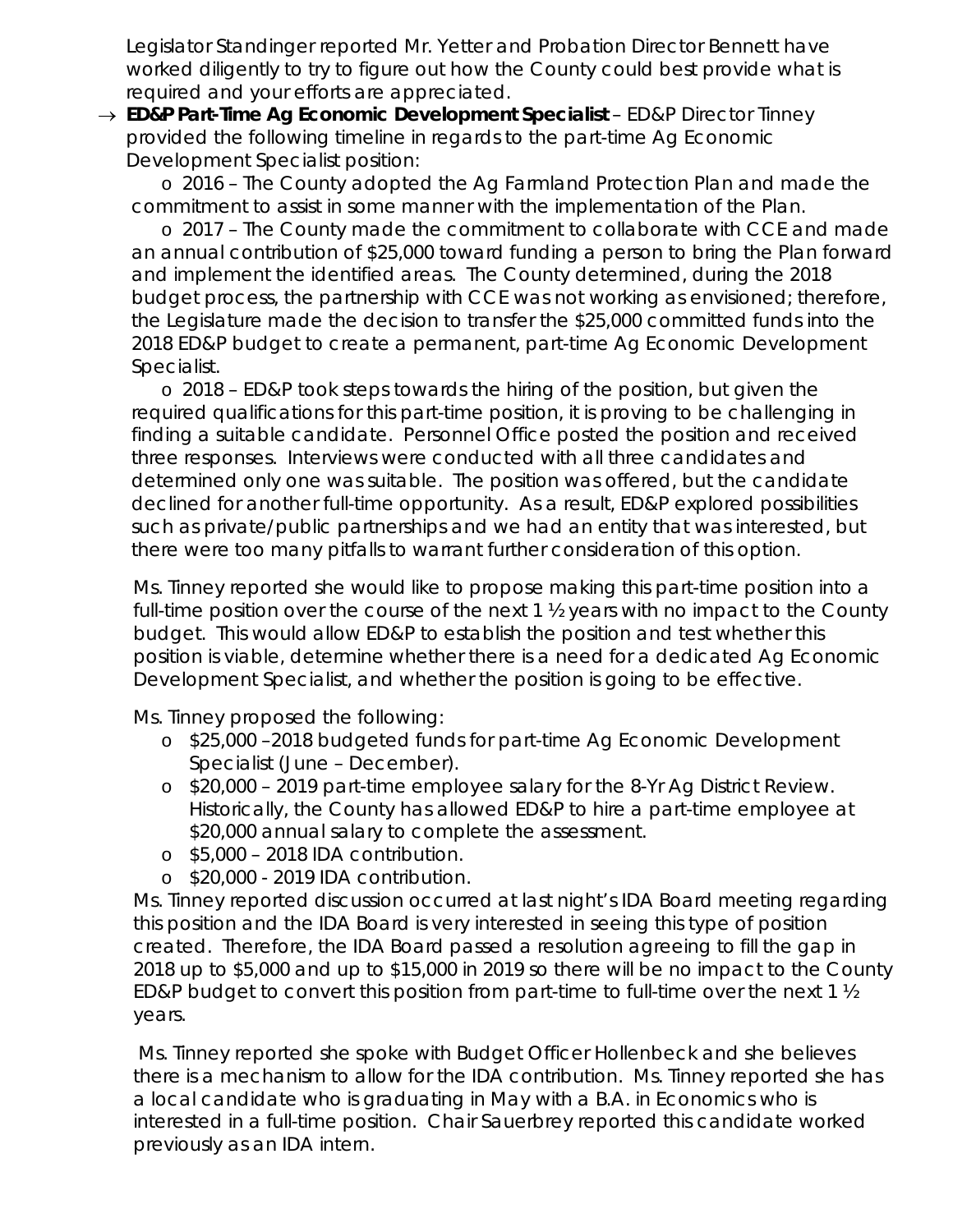Legislator Standinger reported Mr. Yetter and Probation Director Bennett have worked diligently to try to figure out how the County could best provide what is required and your efforts are appreciated.

→ **ED&P Part-Time Ag Economic Development Specialist** – ED&P Director Tinney provided the following timeline in regards to the part-time Ag Economic Development Specialist position:

- 2016 – The County adopted the Ag Farmland Protection Plan and made the commitment to assist in some manner with the implementation of the Plan.
- 2017 – The County made the commitment to collaborate with CCE and made an annual contribution of $25,000 toward funding a person to bring the Plan forward and implement the identified areas. The County determined, during the 2018 budget process, the partnership with CCE was not working as envisioned; therefore, the Legislature made the decision to transfer the $25,000 committed funds into the 2018 ED&P budget to create a permanent, part-time Ag Economic Development Specialist.
- 2018 – ED&P took steps towards the hiring of the position, but given the required qualifications for this part-time position, it is proving to be challenging in finding a suitable candidate. Personnel Office posted the position and received three responses. Interviews were conducted with all three candidates and determined only one was suitable. The position was offered, but the candidate declined for another full-time opportunity. As a result, ED&P explored possibilities such as private/public partnerships and we had an entity that was interested, but there were too many pitfalls to warrant further consideration of this option.

Ms. Tinney reported she would like to propose making this part-time position into a full-time position over the course of the next 1 ½ years with no impact to the County budget. This would allow ED&P to establish the position and test whether this position is viable, determine whether there is a need for a dedicated Ag Economic Development Specialist, and whether the position is going to be effective.

Ms. Tinney proposed the following:

- $25,000 –2018 budgeted funds for part-time Ag Economic Development Specialist (June – December).
- $20,000 – 2019 part-time employee salary for the 8-Yr Ag District Review. Historically, the County has allowed ED&P to hire a part-time employee at $20,000 annual salary to complete the assessment.
- $5,000 – 2018 IDA contribution.
- $20,000 - 2019 IDA contribution.

Ms. Tinney reported discussion occurred at last night's IDA Board meeting regarding this position and the IDA Board is very interested in seeing this type of position created. Therefore, the IDA Board passed a resolution agreeing to fill the gap in 2018 up to $5,000 and up to $15,000 in 2019 so there will be no impact to the County ED&P budget to convert this position from part-time to full-time over the next 1 ½ years.

Ms. Tinney reported she spoke with Budget Officer Hollenbeck and she believes there is a mechanism to allow for the IDA contribution. Ms. Tinney reported she has a local candidate who is graduating in May with a B.A. in Economics who is interested in a full-time position. Chair Sauerbrey reported this candidate worked previously as an IDA intern.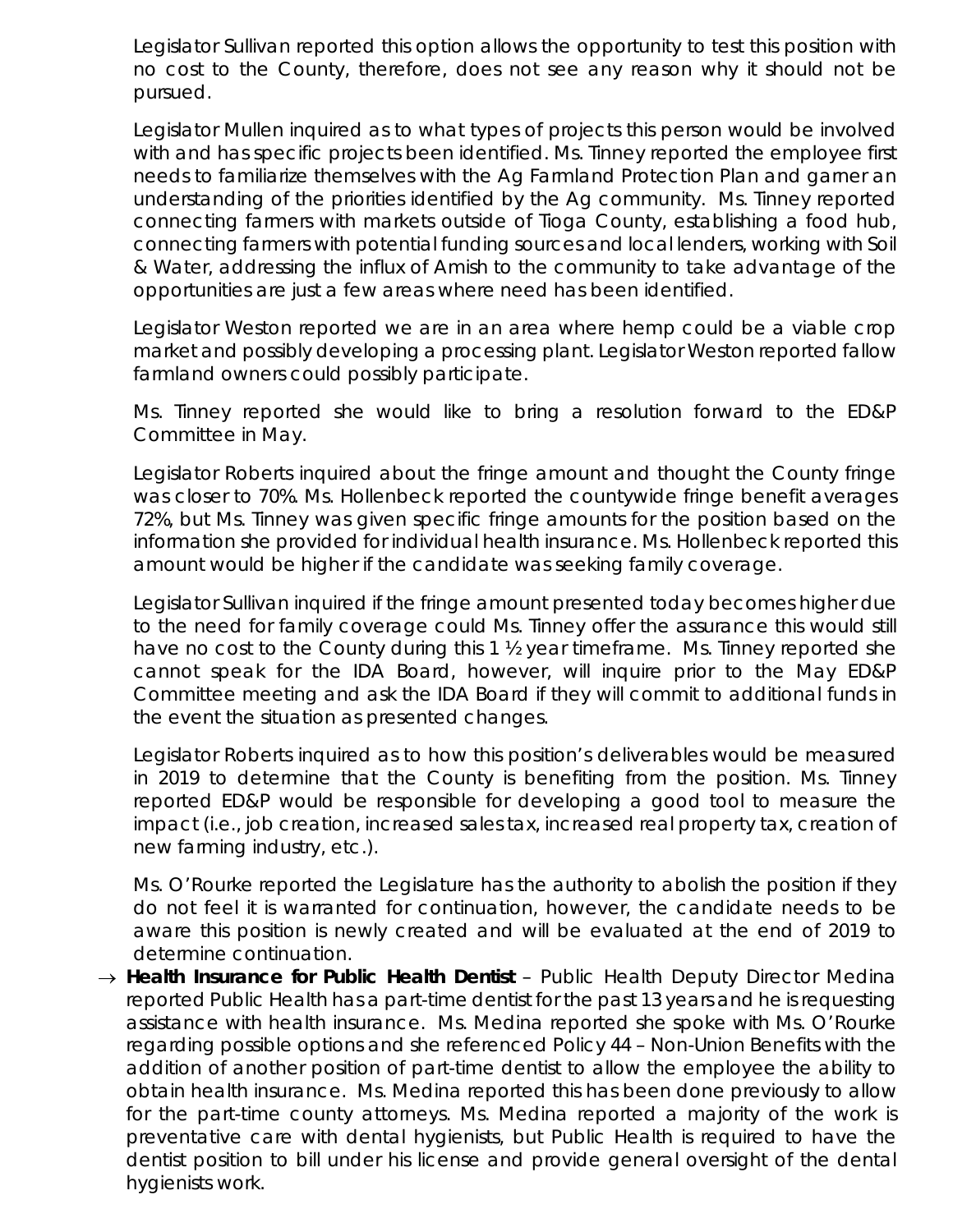Legislator Sullivan reported this option allows the opportunity to test this position with no cost to the County, therefore, does not see any reason why it should not be pursued.

Legislator Mullen inquired as to what types of projects this person would be involved with and has specific projects been identified. Ms. Tinney reported the employee first needs to familiarize themselves with the Ag Farmland Protection Plan and garner an understanding of the priorities identified by the Ag community. Ms. Tinney reported connecting farmers with markets outside of Tioga County, establishing a food hub, connecting farmers with potential funding sources and local lenders, working with Soil & Water, addressing the influx of Amish to the community to take advantage of the opportunities are just a few areas where need has been identified.

Legislator Weston reported we are in an area where hemp could be a viable crop market and possibly developing a processing plant. Legislator Weston reported fallow farmland owners could possibly participate.

Ms. Tinney reported she would like to bring a resolution forward to the ED&P Committee in May.

Legislator Roberts inquired about the fringe amount and thought the County fringe was closer to 70%. Ms. Hollenbeck reported the countywide fringe benefit averages 72%, but Ms. Tinney was given specific fringe amounts for the position based on the information she provided for individual health insurance. Ms. Hollenbeck reported this amount would be higher if the candidate was seeking family coverage.

Legislator Sullivan inquired if the fringe amount presented today becomes higher due to the need for family coverage could Ms. Tinney offer the assurance this would still have no cost to the County during this 1 ½ year timeframe. Ms. Tinney reported she cannot speak for the IDA Board, however, will inquire prior to the May ED&P Committee meeting and ask the IDA Board if they will commit to additional funds in the event the situation as presented changes.

Legislator Roberts inquired as to how this position's deliverables would be measured in 2019 to determine that the County is benefiting from the position. Ms. Tinney reported ED&P would be responsible for developing a good tool to measure the impact (i.e., job creation, increased sales tax, increased real property tax, creation of new farming industry, etc.).

Ms. O'Rourke reported the Legislature has the authority to abolish the position if they do not feel it is warranted for continuation, however, the candidate needs to be aware this position is newly created and will be evaluated at the end of 2019 to determine continuation.

→ **Health Insurance for Public Health Dentist** – Public Health Deputy Director Medina reported Public Health has a part-time dentist for the past 13 years and he is requesting assistance with health insurance. Ms. Medina reported she spoke with Ms. O'Rourke regarding possible options and she referenced Policy 44 – Non-Union Benefits with the addition of another position of part-time dentist to allow the employee the ability to obtain health insurance. Ms. Medina reported this has been done previously to allow for the part-time county attorneys. Ms. Medina reported a majority of the work is preventative care with dental hygienists, but Public Health is required to have the dentist position to bill under his license and provide general oversight of the dental hygienists work.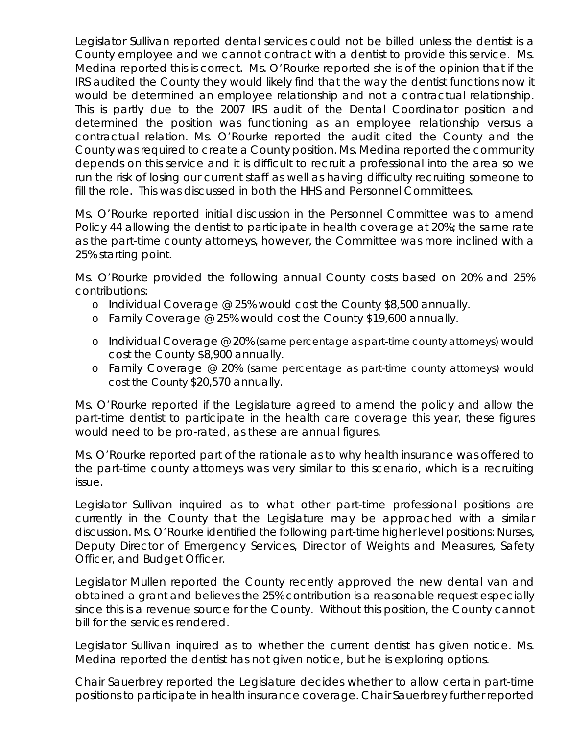Legislator Sullivan reported dental services could not be billed unless the dentist is a County employee and we cannot contract with a dentist to provide this service. Ms. Medina reported this is correct. Ms. O'Rourke reported she is of the opinion that if the IRS audited the County they would likely find that the way the dentist functions now it would be determined an employee relationship and not a contractual relationship. This is partly due to the 2007 IRS audit of the Dental Coordinator position and determined the position was functioning as an employee relationship versus a contractual relation. Ms. O'Rourke reported the audit cited the County and the County was required to create a County position. Ms. Medina reported the community depends on this service and it is difficult to recruit a professional into the area so we run the risk of losing our current staff as well as having difficulty recruiting someone to fill the role. This was discussed in both the HHS and Personnel Committees.

Ms. O'Rourke reported initial discussion in the Personnel Committee was to amend Policy 44 allowing the dentist to participate in health coverage at 20%; the same rate as the part-time county attorneys, however, the Committee was more inclined with a 25% starting point.

Ms. O'Rourke provided the following annual County costs based on 20% and 25% contributions:

- Individual Coverage @ 25% would cost the County $8,500 annually.
- Family Coverage @ 25% would cost the County $19,600 annually.
- Individual Coverage @ 20% (same percentage as part-time county attorneys) would cost the County $8,900 annually.
- Family Coverage @ 20% (same percentage as part-time county attorneys) would cost the County $20,570 annually.

Ms. O'Rourke reported if the Legislature agreed to amend the policy and allow the part-time dentist to participate in the health care coverage this year, these figures would need to be pro-rated, as these are annual figures.

Ms. O'Rourke reported part of the rationale as to why health insurance was offered to the part-time county attorneys was very similar to this scenario, which is a recruiting issue.

Legislator Sullivan inquired as to what other part-time professional positions are currently in the County that the Legislature may be approached with a similar discussion. Ms. O'Rourke identified the following part-time higher level positions: Nurses, Deputy Director of Emergency Services, Director of Weights and Measures, Safety Officer, and Budget Officer.

Legislator Mullen reported the County recently approved the new dental van and obtained a grant and believes the 25% contribution is a reasonable request especially since this is a revenue source for the County. Without this position, the County cannot bill for the services rendered.

Legislator Sullivan inquired as to whether the current dentist has given notice. Ms. Medina reported the dentist has not given notice, but he is exploring options.

Chair Sauerbrey reported the Legislature decides whether to allow certain part-time positions to participate in health insurance coverage. Chair Sauerbrey further reported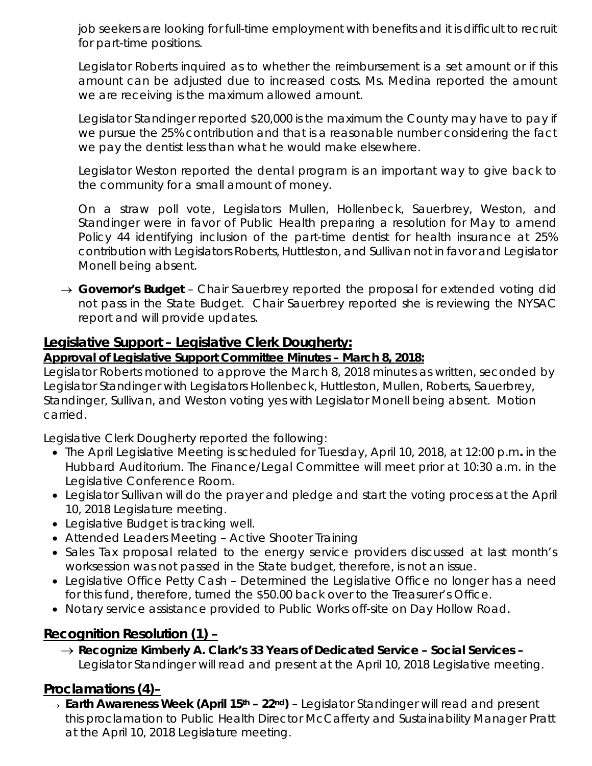job seekers are looking for full-time employment with benefits and it is difficult to recruit for part-time positions.

Legislator Roberts inquired as to whether the reimbursement is a set amount or if this amount can be adjusted due to increased costs. Ms. Medina reported the amount we are receiving is the maximum allowed amount.

Legislator Standinger reported $20,000 is the maximum the County may have to pay if we pursue the 25% contribution and that is a reasonable number considering the fact we pay the dentist less than what he would make elsewhere.

Legislator Weston reported the dental program is an important way to give back to the community for a small amount of money.

On a straw poll vote, Legislators Mullen, Hollenbeck, Sauerbrey, Weston, and Standinger were in favor of Public Health preparing a resolution for May to amend Policy 44 identifying inclusion of the part-time dentist for health insurance at 25% contribution with Legislators Roberts, Huttleston, and Sullivan not in favor and Legislator Monell being absent.

→ **Governor's Budget** – Chair Sauerbrey reported the proposal for extended voting did not pass in the State Budget. Chair Sauerbrey reported she is reviewing the NYSAC report and will provide updates.

## Legislative Support – Legislative Clerk Dougherty:

**Approval of Legislative Support Committee Minutes – March 8, 2018:**

Legislator Roberts motioned to approve the March 8, 2018 minutes as written, seconded by Legislator Standinger with Legislators Hollenbeck, Huttleston, Mullen, Roberts, Sauerbrey, Standinger, Sullivan, and Weston voting yes with Legislator Monell being absent. Motion carried.

Legislative Clerk Dougherty reported the following:

- The April Legislative Meeting is scheduled for Tuesday, April 10, 2018, at 12:00 p.m**.** in the Hubbard Auditorium. The Finance/Legal Committee will meet prior at 10:30 a.m. in the Legislative Conference Room.
- Legislator Sullivan will do the prayer and pledge and start the voting process at the April 10, 2018 Legislature meeting.
- Legislative Budget is tracking well.
- Attended Leaders Meeting – Active Shooter Training
- Sales Tax proposal related to the energy service providers discussed at last month's worksession was not passed in the State budget, therefore, is not an issue.
- Legislative Office Petty Cash – Determined the Legislative Office no longer has a need for this fund, therefore, turned the $50.00 back over to the Treasurer's Office.
- Notary service assistance provided to Public Works off-site on Day Hollow Road.

## Recognition Resolution (1) –

→ **Recognize Kimberly A. Clark's 33 Years of Dedicated Service – Social Services –** Legislator Standinger will read and present at the April 10, 2018 Legislative meeting.

## Proclamations (4)–

→ **Earth Awareness Week (April 15th – 22nd)** – Legislator Standinger will read and present this proclamation to Public Health Director McCafferty and Sustainability Manager Pratt at the April 10, 2018 Legislature meeting.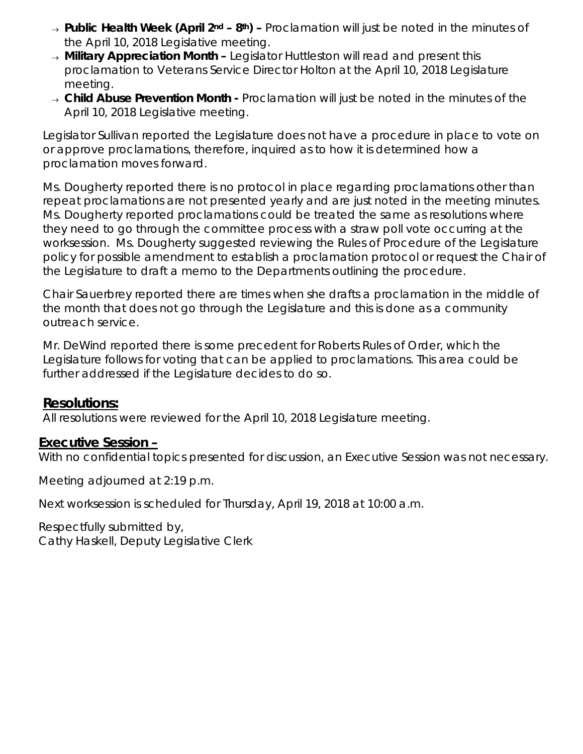- → **Public Health Week (April 2nd – 8th) –** Proclamation will just be noted in the minutes of the April 10, 2018 Legislative meeting.
- → **Military Appreciation Month –** Legislator Huttleston will read and present this proclamation to Veterans Service Director Holton at the April 10, 2018 Legislature meeting.
- → **Child Abuse Prevention Month -** Proclamation will just be noted in the minutes of the April 10, 2018 Legislative meeting.

Legislator Sullivan reported the Legislature does not have a procedure in place to vote on or approve proclamations, therefore, inquired as to how it is determined how a proclamation moves forward.

Ms. Dougherty reported there is no protocol in place regarding proclamations other than repeat proclamations are not presented yearly and are just noted in the meeting minutes. Ms. Dougherty reported proclamations could be treated the same as resolutions where they need to go through the committee process with a straw poll vote occurring at the worksession. Ms. Dougherty suggested reviewing the Rules of Procedure of the Legislature policy for possible amendment to establish a proclamation protocol or request the Chair of the Legislature to draft a memo to the Departments outlining the procedure.

Chair Sauerbrey reported there are times when she drafts a proclamation in the middle of the month that does not go through the Legislature and this is done as a community outreach service.

Mr. DeWind reported there is some precedent for Roberts Rules of Order, which the Legislature follows for voting that can be applied to proclamations. This area could be further addressed if the Legislature decides to do so.

## Resolutions:

All resolutions were reviewed for the April 10, 2018 Legislature meeting.

## Executive Session –

With no confidential topics presented for discussion, an Executive Session was not necessary.

Meeting adjourned at 2:19 p.m.

Next worksession is scheduled for Thursday, April 19, 2018 at 10:00 a.m.

Respectfully submitted by,
Cathy Haskell, Deputy Legislative Clerk